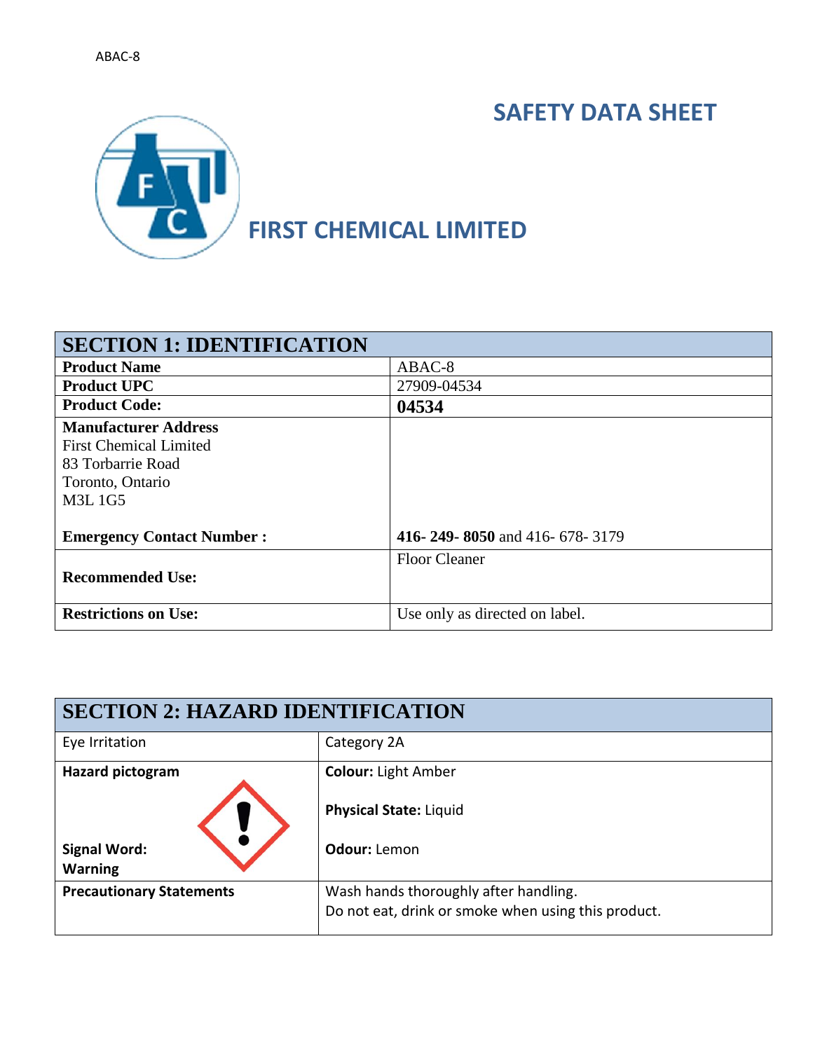# SAFETY DATA SHEET

## FIRST CHEMICAL LIMITED

| SECTION 1: IDENTIFICATION | |
|---|---|
| **Product Name** | ABAC-8 |
| **Product UPC** | 27909-04534 |
| **Product Code:** | **04534** |
| **Manufacturer Address**<br>First Chemical Limited<br>83 Torbarrie Road<br>Toronto, Ontario<br>M3L 1G5<br><br>**Emergency Contact Number :** | <br><br><br><br><br><br>**416- 249- 8050** and 416- 678- 3179 |
| **Recommended Use:** | Floor Cleaner |
| **Restrictions on Use:** | Use only as directed on label. |

| SECTION 2: HAZARD IDENTIFICATION | |
|---|---|
| Eye Irritation | Category 2A |
| **Hazard pictogram**<br><br>**Signal Word:**<br>**Warning** | **Colour:** Light Amber<br><br>**Physical State:** Liquid<br><br>**Odour:** Lemon |
| **Precautionary Statements** | Wash hands thoroughly after handling.<br>Do not eat, drink or smoke when using this product. |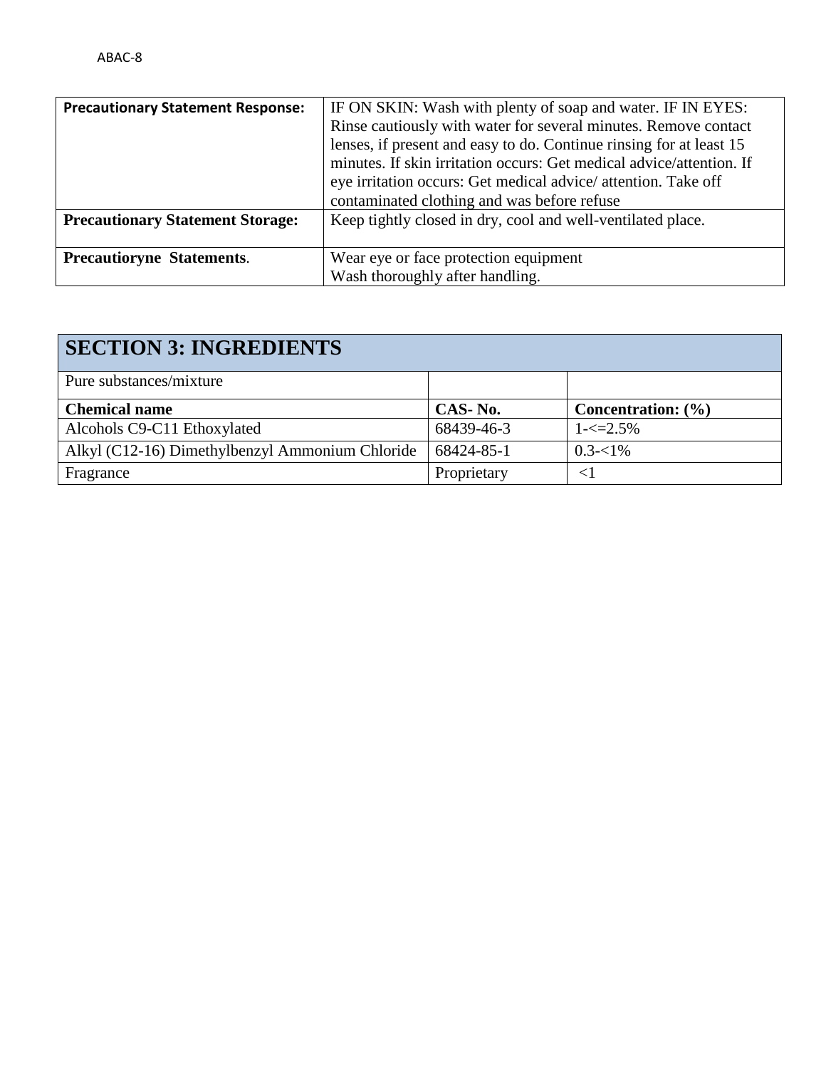| **Precautionary Statement Response:** | IF ON SKIN: Wash with plenty of soap and water. IF IN EYES: Rinse cautiously with water for several minutes. Remove contact lenses, if present and easy to do. Continue rinsing for at least 15 minutes. If skin irritation occurs: Get medical advice/attention. If eye irritation occurs: Get medical advice/ attention. Take off contaminated clothing and was before refuse |
| --- | --- |
| **Precautionary Statement Storage:** | Keep tightly closed in dry, cool and well-ventilated place. |
| **Precautioryne Statements**. | Wear eye or face protection equipment<br>Wash thoroughly after handling. |

## SECTION 3: INGREDIENTS

| Pure substances/mixture | | |
| --- | --- | --- |
| **Chemical name** | **CAS- No.** | **Concentration: (%)** |
| Alcohols C9-C11 Ethoxylated | 68439-46-3 | 1-<=2.5% |
| Alkyl (C12-16) Dimethylbenzyl Ammonium Chloride | 68424-85-1 | 0.3-<1% |
| Fragrance | Proprietary | <1 |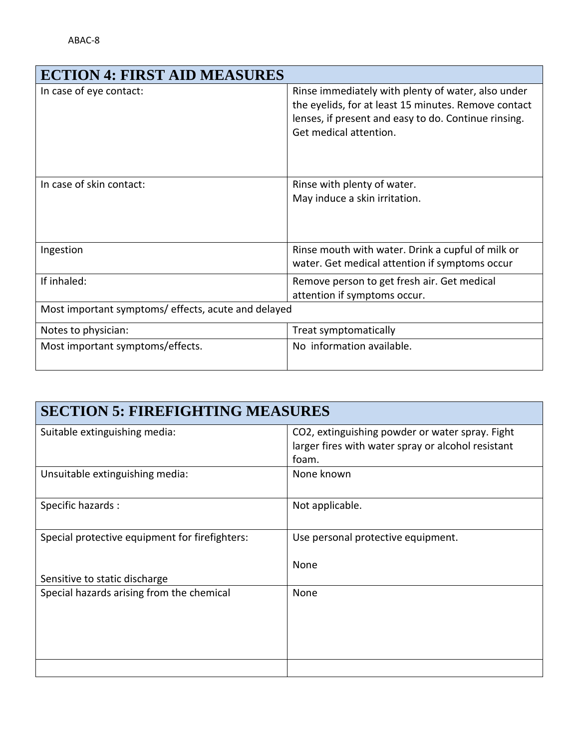| ECTION 4: FIRST AID MEASURES | |
|---|---|
| In case of eye contact: | Rinse immediately with plenty of water, also under the eyelids, for at least 15 minutes. Remove contact lenses, if present and easy to do. Continue rinsing. Get medical attention. |
| In case of skin contact: | Rinse with plenty of water.<br>May induce a skin irritation. |
| Ingestion | Rinse mouth with water. Drink a cupful of milk or water. Get medical attention if symptoms occur |
| If inhaled: | Remove person to get fresh air. Get medical attention if symptoms occur. |
| Most important symptoms/ effects, acute and delayed | |
| Notes to physician: | Treat symptomatically |
| Most important symptoms/effects. | No information available. |

| SECTION 5: FIREFIGHTING MEASURES | |
|---|---|
| Suitable extinguishing media: | $CO_2$, extinguishing powder or water spray. Fight larger fires with water spray or alcohol resistant foam. |
| Unsuitable extinguishing media: | None known |
| Specific hazards : | Not applicable. |
| Special protective equipment for firefighters: | Use personal protective equipment. |
| Sensitive to static discharge | None |
| Special hazards arising from the chemical | None |
| | |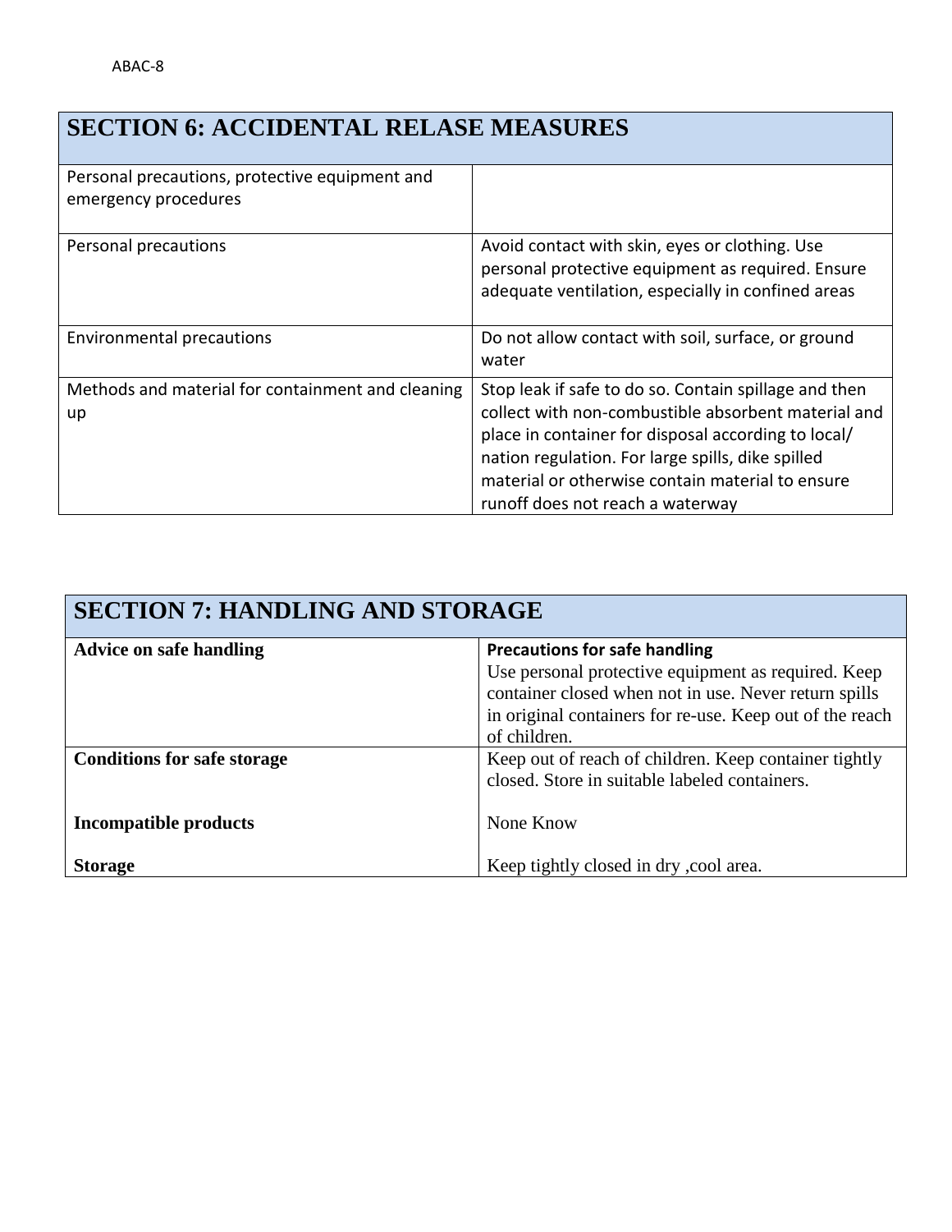## SECTION 6: ACCIDENTAL RELASE MEASURES

| | |
|---|---|
| Personal precautions, protective equipment and emergency procedures | |
| Personal precautions | Avoid contact with skin, eyes or clothing. Use personal protective equipment as required. Ensure adequate ventilation, especially in confined areas |
| Environmental precautions | Do not allow contact with soil, surface, or ground water |
| Methods and material for containment and cleaning up | Stop leak if safe to do so. Contain spillage and then collect with non-combustible absorbent material and place in container for disposal according to local/ nation regulation. For large spills, dike spilled material or otherwise contain material to ensure runoff does not reach a waterway |

## SECTION 7: HANDLING AND STORAGE

| | |
|---|---|
| **Advice on safe handling** | **Precautions for safe handling** Use personal protective equipment as required. Keep container closed when not in use. Never return spills in original containers for re-use. Keep out of the reach of children. |
| **Conditions for safe storage** | Keep out of reach of children. Keep container tightly closed. Store in suitable labeled containers. |
| **Incompatible products** | None Know |
| **Storage** | Keep tightly closed in dry ,cool area. |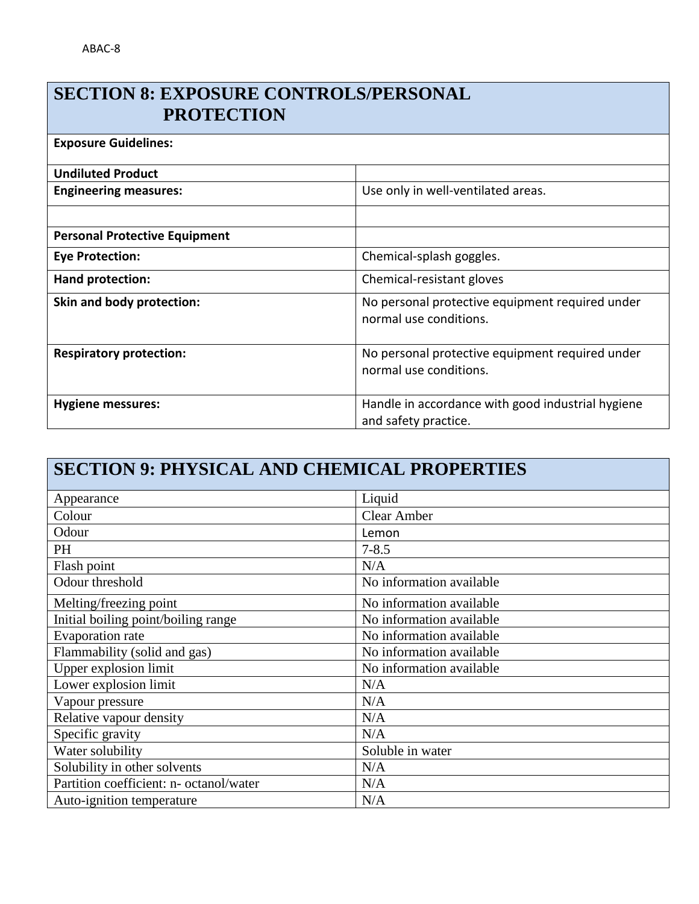## SECTION 8: EXPOSURE CONTROLS/PERSONAL PROTECTION

| **Exposure Guidelines:** | |
|---|---|
| **Undiluted Product** | |
| **Engineering measures:** | Use only in well-ventilated areas. |
| | |
| **Personal Protective Equipment** | |
| **Eye Protection:** | Chemical-splash goggles. |
| **Hand protection:** | Chemical-resistant gloves |
| **Skin and body protection:** | No personal protective equipment required under normal use conditions. |
| **Respiratory protection:** | No personal protective equipment required under normal use conditions. |
| **Hygiene messures:** | Handle in accordance with good industrial hygiene and safety practice. |

## SECTION 9: PHYSICAL AND CHEMICAL PROPERTIES

| Appearance | Liquid |
|---|---|
| Colour | Clear Amber |
| Odour | Lemon |
| PH | 7-8.5 |
| Flash point | N/A |
| Odour threshold | No information available |
| Melting/freezing point | No information available |
| Initial boiling point/boiling range | No information available |
| Evaporation rate | No information available |
| Flammability (solid and gas) | No information available |
| Upper explosion limit | No information available |
| Lower explosion limit | N/A |
| Vapour pressure | N/A |
| Relative vapour density | N/A |
| Specific gravity | N/A |
| Water solubility | Soluble in water |
| Solubility in other solvents | N/A |
| Partition coefficient: n- octanol/water | N/A |
| Auto-ignition temperature | N/A |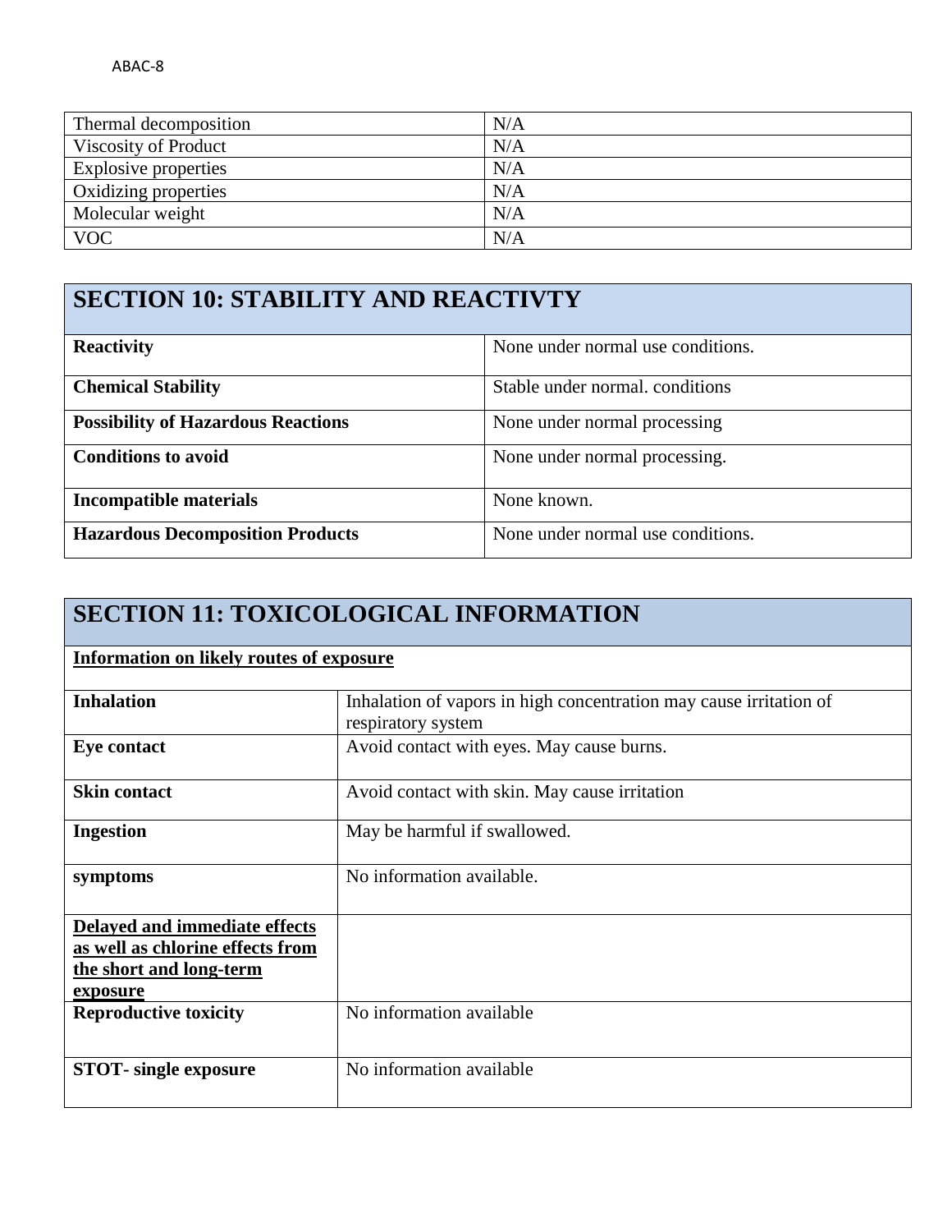| Thermal decomposition | N/A |
|---|---|
| Viscosity of Product | N/A |
| Explosive properties | N/A |
| Oxidizing properties | N/A |
| Molecular weight | N/A |
| VOC | N/A |

## SECTION 10: STABILITY AND REACTIVTY

| | |
|---|---|
| **Reactivity** | None under normal use conditions. |
| **Chemical Stability** | Stable under normal. conditions |
| **Possibility of Hazardous Reactions** | None under normal processing |
| **Conditions to avoid** | None under normal processing. |
| **Incompatible materials** | None known. |
| **Hazardous Decomposition Products** | None under normal use conditions. |

## SECTION 11: TOXICOLOGICAL INFORMATION

**Information on likely routes of exposure**

| | |
|---|---|
| **Inhalation** | Inhalation of vapors in high concentration may cause irritation of respiratory system |
| **Eye contact** | Avoid contact with eyes. May cause burns. |
| **Skin contact** | Avoid contact with skin. May cause irritation |
| **Ingestion** | May be harmful if swallowed. |
| **symptoms** | No information available. |
| **Delayed and immediate effects as well as chlorine effects from the short and long-term exposure** | |
| **Reproductive toxicity** | No information available |
| **STOT- single exposure** | No information available |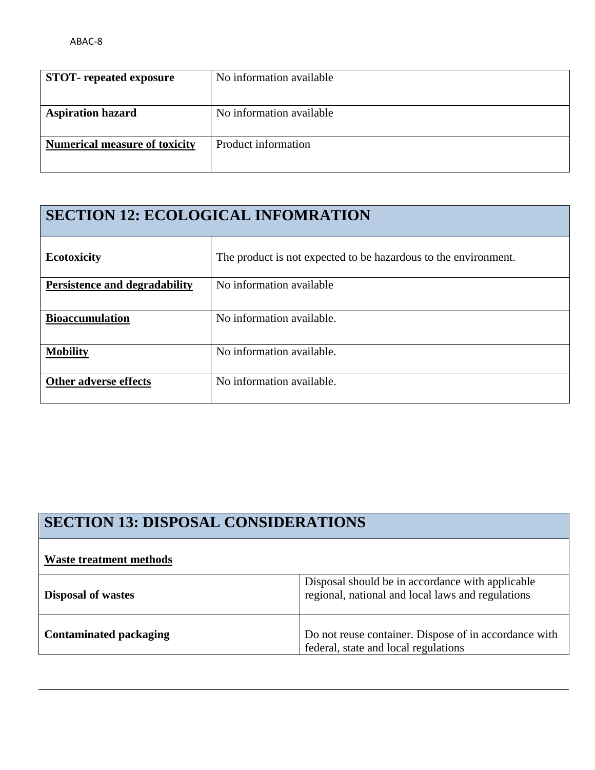| **STOT- repeated exposure** | No information available |
|---|---|
| **Aspiration hazard** | No information available |
| **Numerical measure of toxicity** | Product information |

## SECTION 12: ECOLOGICAL INFOMRATION

| | |
|---|---|
| **Ecotoxicity** | The product is not expected to be hazardous to the environment. |
| **Persistence and degradability** | No information available |
| **Bioaccumulation** | No information available. |
| **Mobility** | No information available. |
| **Other adverse effects** | No information available. |

## SECTION 13: DISPOSAL CONSIDERATIONS

**Waste treatment methods**

| | |
|---|---|
| **Disposal of wastes** | Disposal should be in accordance with applicable regional, national and local laws and regulations |
| **Contaminated packaging** | Do not reuse container. Dispose of in accordance with federal, state and local regulations |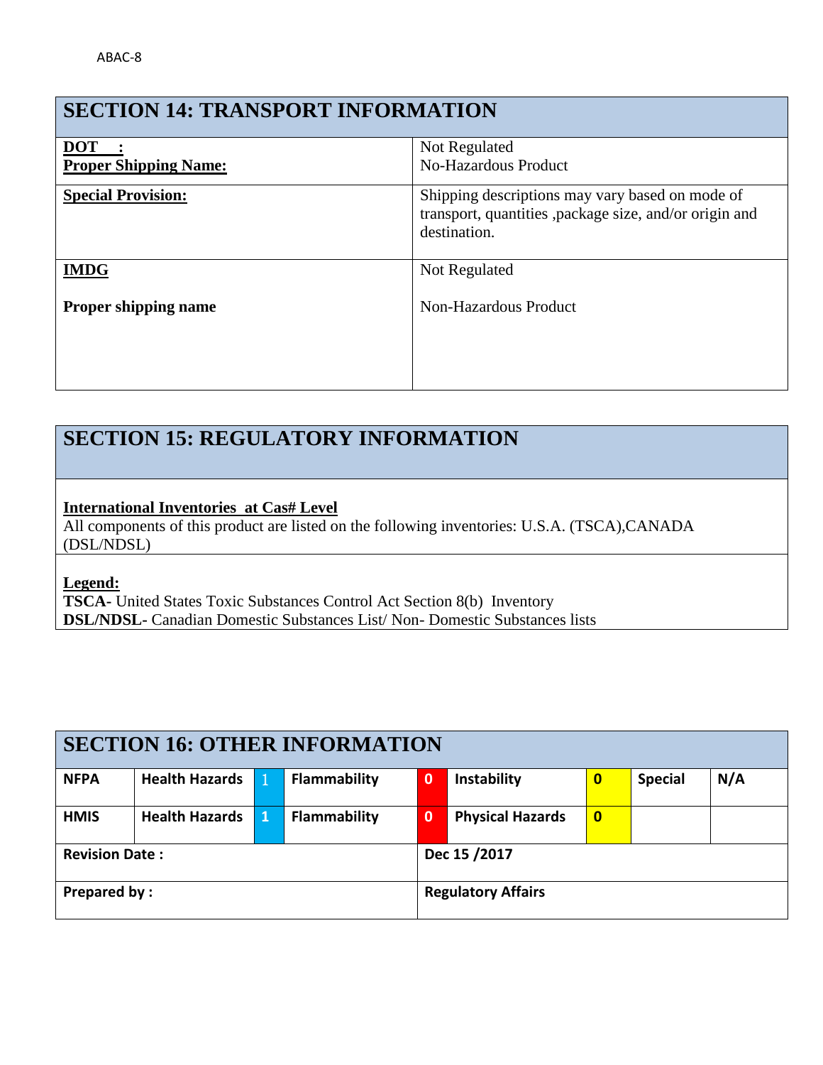## SECTION 14: TRANSPORT INFORMATION

| | |
|---|---|
| **DOT :**<br>**Proper Shipping Name:** | Not Regulated<br>No-Hazardous Product |
| **Special Provision:** | Shipping descriptions may vary based on mode of transport, quantities ,package size, and/or origin and destination. |
| **IMDG**<br><br>**Proper shipping name** | Not Regulated<br><br>Non-Hazardous Product |

## SECTION 15: REGULATORY INFORMATION

**International Inventories at Cas# Level**
All components of this product are listed on the following inventories: U.S.A. (TSCA),CANADA (DSL/NDSL)

**Legend:**
**TSCA-** United States Toxic Substances Control Act Section 8(b) Inventory
**DSL/NDSL-** Canadian Domestic Substances List/ Non- Domestic Substances lists

## SECTION 16: OTHER INFORMATION

| | | | | | | | | |
|---|---|---|---|---|---|---|---|---|
| **NFPA** | **Health Hazards** | 1 | **Flammability** | **0** | **Instability** | **0** | **Special** | **N/A** |
| **HMIS** | **Health Hazards** | **1** | **Flammability** | **0** | **Physical Hazards** | **0** | | |
| **Revision Date :** | | | | **Dec 15 /2017** | | | | |
| **Prepared by :** | | | | **Regulatory Affairs** | | | | |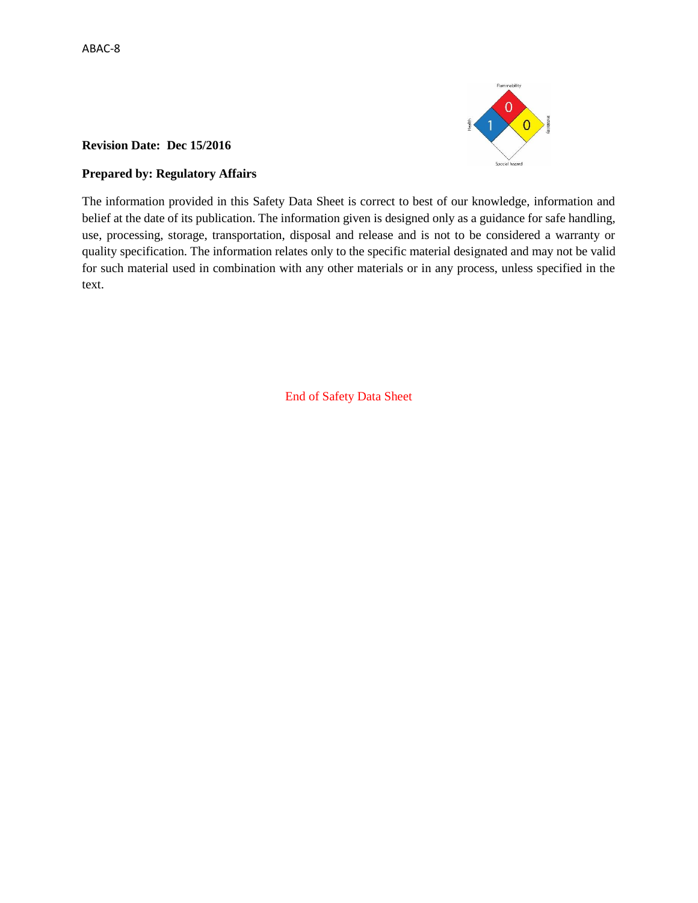**Revision Date: Dec 15/2016**

**Prepared by: Regulatory Affairs**

Flammability
0
Health
1
Instability
0
Special hazard

The information provided in this Safety Data Sheet is correct to best of our knowledge, information and belief at the date of its publication. The information given is designed only as a guidance for safe handling, use, processing, storage, transportation, disposal and release and is not to be considered a warranty or quality specification. The information relates only to the specific material designated and may not be valid for such material used in combination with any other materials or in any process, unless specified in the text.

End of Safety Data Sheet